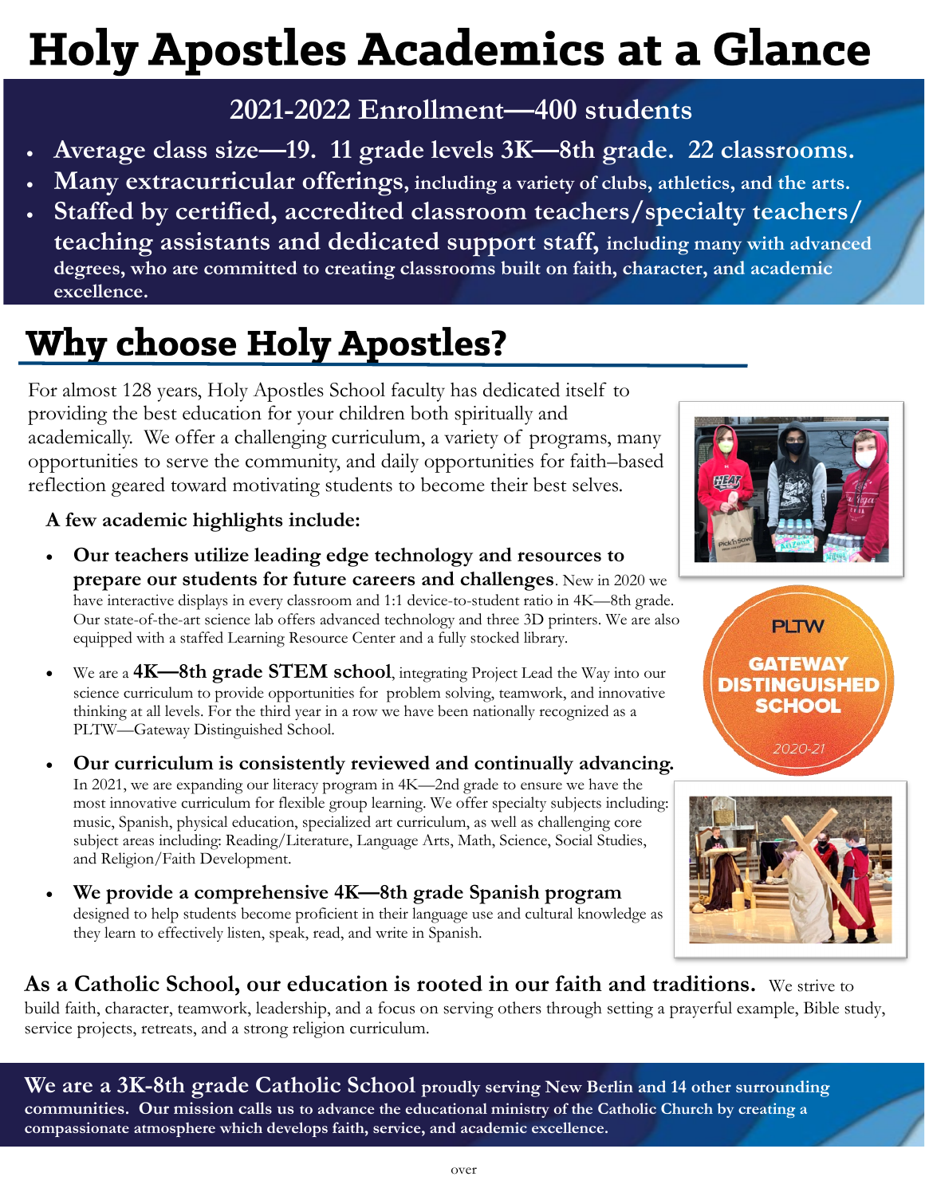# Holy Apostles Academics at a Glance

## 2021-2022 Enrollment—400 students

- **Average class size—19. 11 grade levels 3K—8th grade. 22 classrooms.**
- **Many extracurricular offerings**, including a variety of clubs, athletics, and the arts.
- **Staffed by certified, accredited classroom teachers/specialty teachers/ teaching assistants and dedicated support staff,** including many with advanced degrees, who are committed to creating classrooms built on faith, character, and academic excellence.

# Why choose Holy Apostles?

For almost 128 years, Holy Apostles School faculty has dedicated itself to providing the best education for your children both spiritually and academically. We offer a challenging curriculum, a variety of programs, many opportunities to serve the community, and daily opportunities for faith–based reflection geared toward motivating students to become their best selves.

**A few academic highlights include:**

- **Our teachers utilize leading edge technology and resources to prepare our students for future careers and challenges**. New in 2020 we have interactive displays in every classroom and 1:1 device-to-student ratio in 4K—8th grade. Our state-of-the-art science lab offers advanced technology and three 3D printers. We are also equipped with a staffed Learning Resource Center and a fully stocked library.
- We are a **4K—8th grade STEM school**, integrating Project Lead the Way into our science curriculum to provide opportunities for problem solving, teamwork, and innovative thinking at all levels. For the third year in a row we have been nationally recognized as a PLTW—Gateway Distinguished School.
- **Our curriculum is consistently reviewed and continually advancing.** In 2021, we are expanding our literacy program in 4K—2nd grade to ensure we have the most innovative curriculum for flexible group learning. We offer specialty subjects including: music, Spanish, physical education, specialized art curriculum, as well as challenging core subject areas including: Reading/Literature, Language Arts, Math, Science, Social Studies, and Religion/Faith Development.
- **We provide a comprehensive 4K—8th grade Spanish program** designed to help students become proficient in their language use and cultural knowledge as they learn to effectively listen, speak, read, and write in Spanish.

PLTW GATEWAY DISTINGUISHED SCHOOL 2020-21

**As a Catholic School, our education is rooted in our faith and traditions.** We strive to build faith, character, teamwork, leadership, and a focus on serving others through setting a prayerful example, Bible study, service projects, retreats, and a strong religion curriculum.

**We are a 3K-8th grade Catholic School proudly serving New Berlin and 14 other surrounding communities. Our mission calls us to advance the educational ministry of the Catholic Church by creating a compassionate atmosphere which develops faith, service, and academic excellence.**

over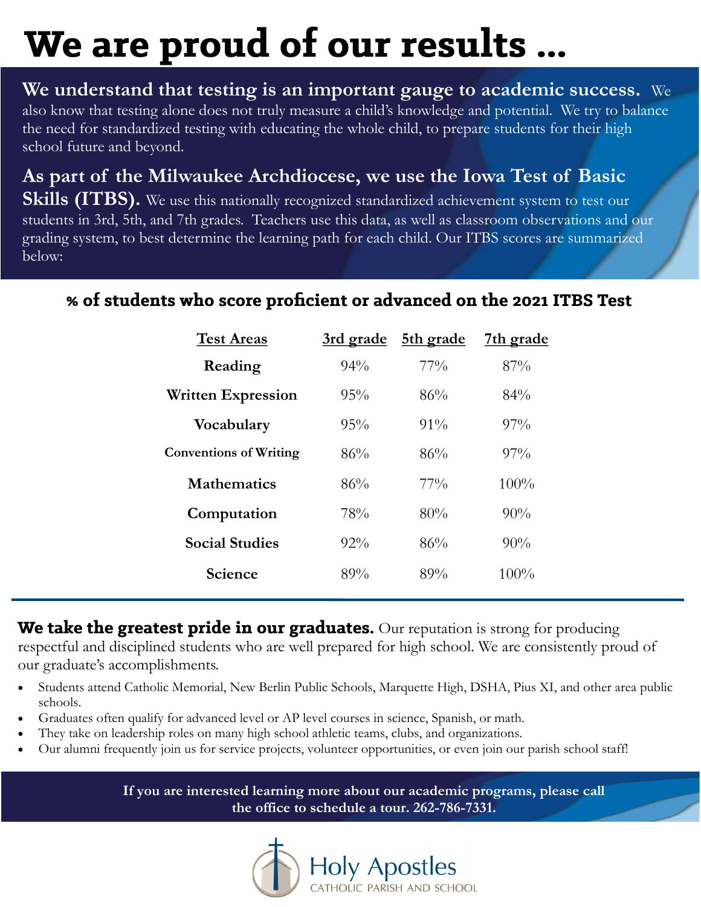# We are proud of our results ...

**We understand that testing is an important gauge to academic success.** We also know that testing alone does not truly measure a child's knowledge and potential. We try to balance the need for standardized testing with educating the whole child, to prepare students for their high school future and beyond.

**As part of the Milwaukee Archdiocese, we use the Iowa Test of Basic Skills (ITBS).** We use this nationally recognized standardized achievement system to test our students in 3rd, 5th, and 7th grades. Teachers use this data, as well as classroom observations and our grading system, to best determine the learning path for each child. Our ITBS scores are summarized below:

### % of students who score proficient or advanced on the 2021 ITBS Test

| Test Areas | 3rd grade | 5th grade | 7th grade |
|---|---|---|---|
| Reading | 94% | 77% | 87% |
| Written Expression | 95% | 86% | 84% |
| Vocabulary | 95% | 91% | 97% |
| Conventions of Writing | 86% | 86% | 97% |
| Mathematics | 86% | 77% | 100% |
| Computation | 78% | 80% | 90% |
| Social Studies | 92% | 86% | 90% |
| Science | 89% | 89% | 100% |

**We take the greatest pride in our graduates.** Our reputation is strong for producing respectful and disciplined students who are well prepared for high school. We are consistently proud of our graduate's accomplishments.

- Students attend Catholic Memorial, New Berlin Public Schools, Marquette High, DSHA, Pius XI, and other area public schools.
- Graduates often qualify for advanced level or AP level courses in science, Spanish, or math.
- They take on leadership roles on many high school athletic teams, clubs, and organizations.
- Our alumni frequently join us for service projects, volunteer opportunities, or even join our parish school staff!

**If you are interested learning more about our academic programs, please call the office to schedule a tour. 262-786-7331.**

Holy Apostles
CATHOLIC PARISH AND SCHOOL